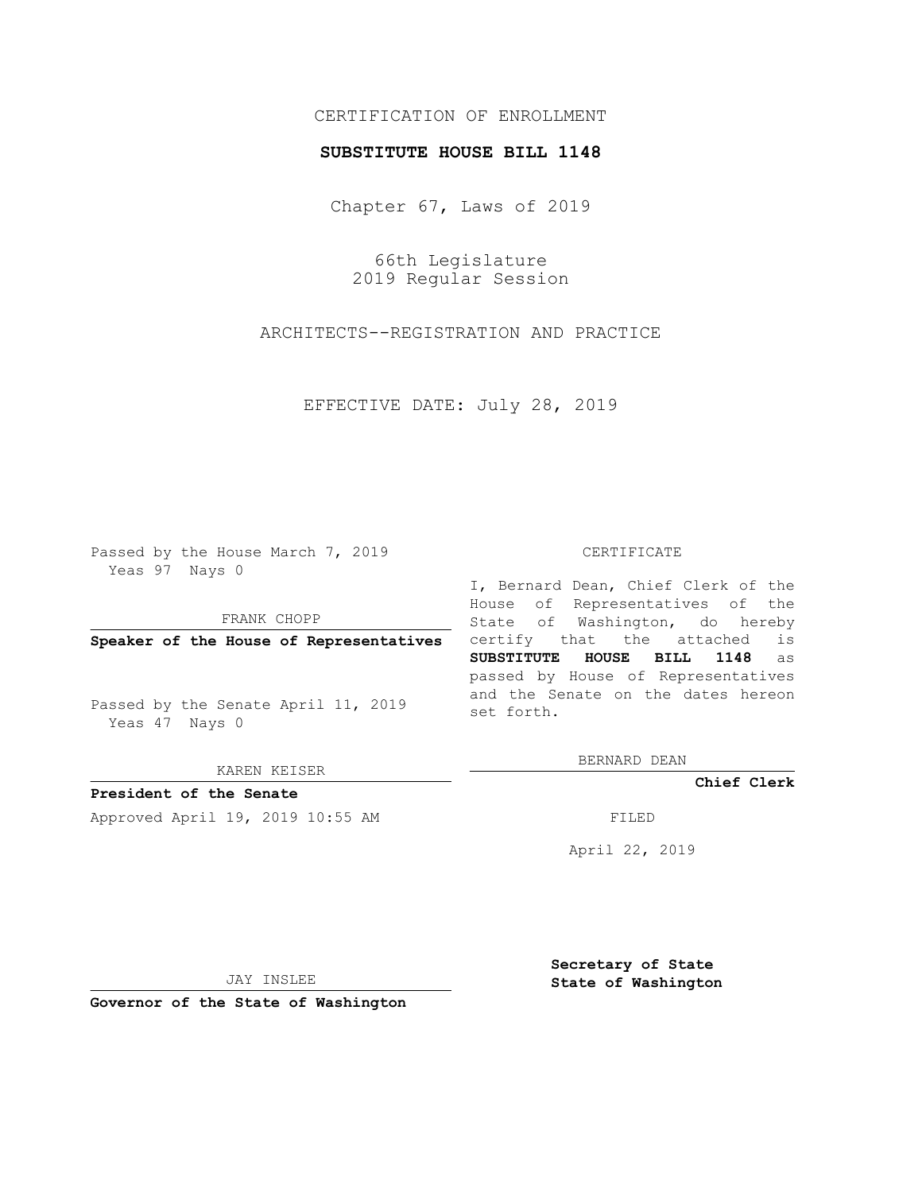CERTIFICATION OF ENROLLMENT

**SUBSTITUTE HOUSE BILL 1148**

Chapter 67, Laws of 2019

66th Legislature
2019 Regular Session

ARCHITECTS--REGISTRATION AND PRACTICE

EFFECTIVE DATE: July 28, 2019

Passed by the House March 7, 2019
Yeas 97 Nays 0

FRANK CHOPP

**Speaker of the House of Representatives**

Passed by the Senate April 11, 2019
Yeas 47 Nays 0

KAREN KEISER

**President of the Senate**

Approved April 19, 2019 10:55 AM

JAY INSLEE

**Governor of the State of Washington**

CERTIFICATE

I, Bernard Dean, Chief Clerk of the House of Representatives of the State of Washington, do hereby certify that the attached is **SUBSTITUTE HOUSE BILL 1148** as passed by House of Representatives and the Senate on the dates hereon set forth.

BERNARD DEAN

**Chief Clerk**

FILED

April 22, 2019

**Secretary of State**
**State of Washington**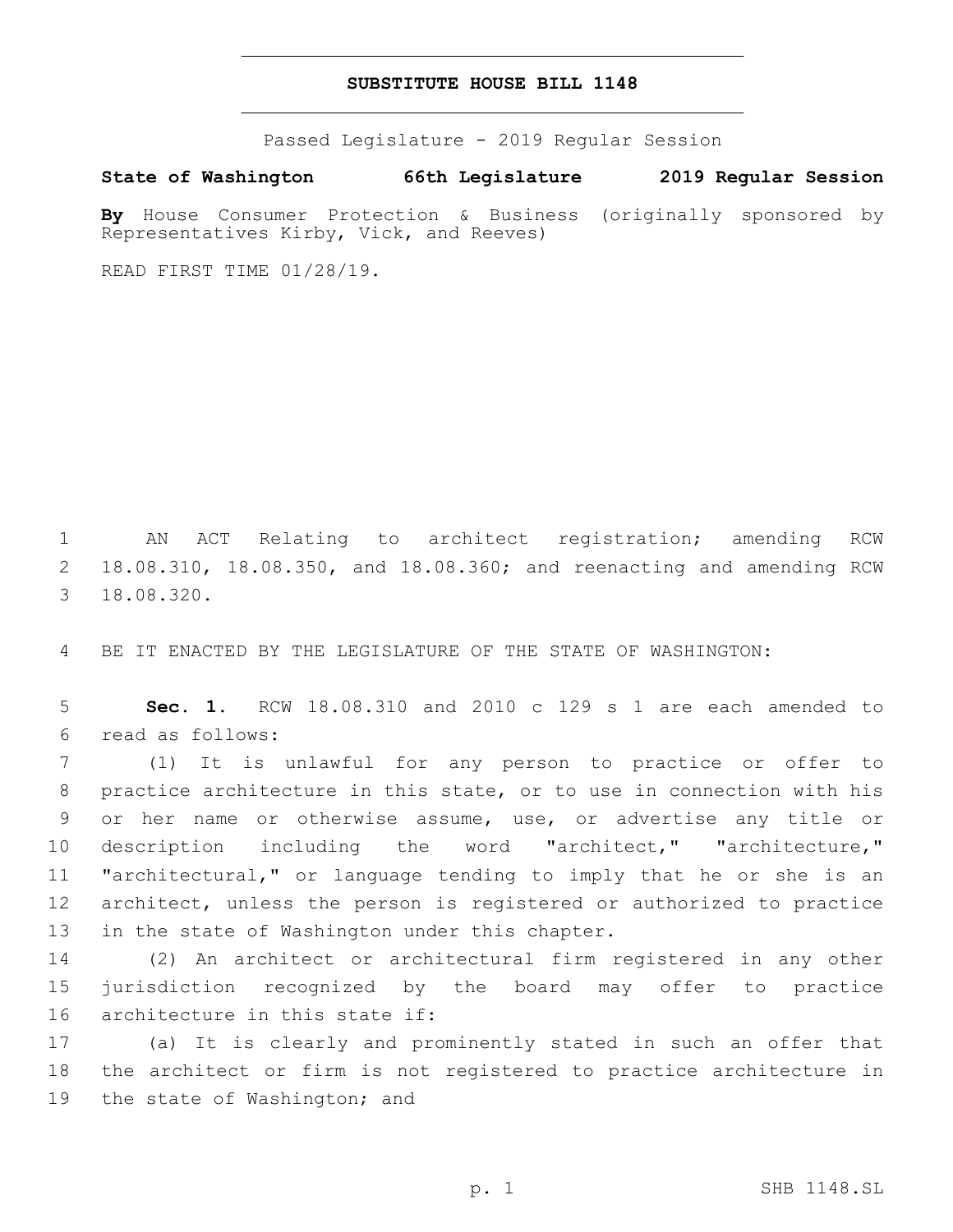# SUBSTITUTE HOUSE BILL 1148

Passed Legislature - 2019 Regular Session

**State of Washington 66th Legislature 2019 Regular Session**

**By** House Consumer Protection & Business (originally sponsored by Representatives Kirby, Vick, and Reeves)

READ FIRST TIME 01/28/19.

AN ACT Relating to architect registration; amending RCW 18.08.310, 18.08.350, and 18.08.360; and reenacting and amending RCW 18.08.320.

BE IT ENACTED BY THE LEGISLATURE OF THE STATE OF WASHINGTON:

**Sec. 1.** RCW 18.08.310 and 2010 c 129 s 1 are each amended to read as follows:

(1) It is unlawful for any person to practice or offer to practice architecture in this state, or to use in connection with his or her name or otherwise assume, use, or advertise any title or description including the word "architect," "architecture," "architectural," or language tending to imply that he or she is an architect, unless the person is registered or authorized to practice in the state of Washington under this chapter.

(2) An architect or architectural firm registered in any other jurisdiction recognized by the board may offer to practice architecture in this state if:

(a) It is clearly and prominently stated in such an offer that the architect or firm is not registered to practice architecture in the state of Washington; and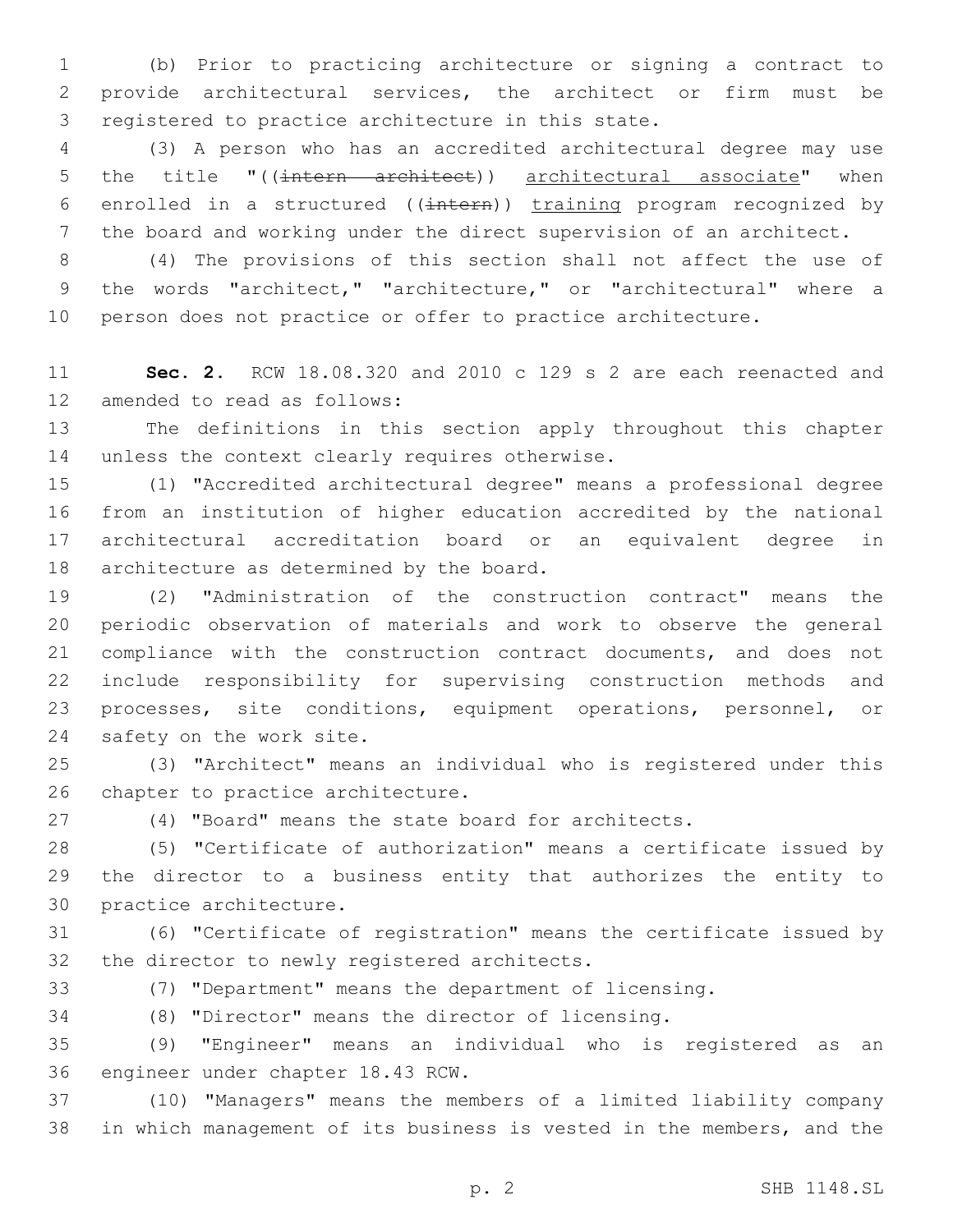(b) Prior to practicing architecture or signing a contract to provide architectural services, the architect or firm must be registered to practice architecture in this state.

(3) A person who has an accredited architectural degree may use the title "((~~intern architect~~)) <u>architectural associate</u>" when enrolled in a structured ((~~intern~~)) <u>training</u> program recognized by the board and working under the direct supervision of an architect.

(4) The provisions of this section shall not affect the use of the words "architect," "architecture," or "architectural" where a person does not practice or offer to practice architecture.

**Sec. 2.** RCW 18.08.320 and 2010 c 129 s 2 are each reenacted and amended to read as follows:

The definitions in this section apply throughout this chapter unless the context clearly requires otherwise.

(1) "Accredited architectural degree" means a professional degree from an institution of higher education accredited by the national architectural accreditation board or an equivalent degree in architecture as determined by the board.

(2) "Administration of the construction contract" means the periodic observation of materials and work to observe the general compliance with the construction contract documents, and does not include responsibility for supervising construction methods and processes, site conditions, equipment operations, personnel, or safety on the work site.

(3) "Architect" means an individual who is registered under this chapter to practice architecture.

(4) "Board" means the state board for architects.

(5) "Certificate of authorization" means a certificate issued by the director to a business entity that authorizes the entity to practice architecture.

(6) "Certificate of registration" means the certificate issued by the director to newly registered architects.

(7) "Department" means the department of licensing.

(8) "Director" means the director of licensing.

(9) "Engineer" means an individual who is registered as an engineer under chapter 18.43 RCW.

(10) "Managers" means the members of a limited liability company in which management of its business is vested in the members, and the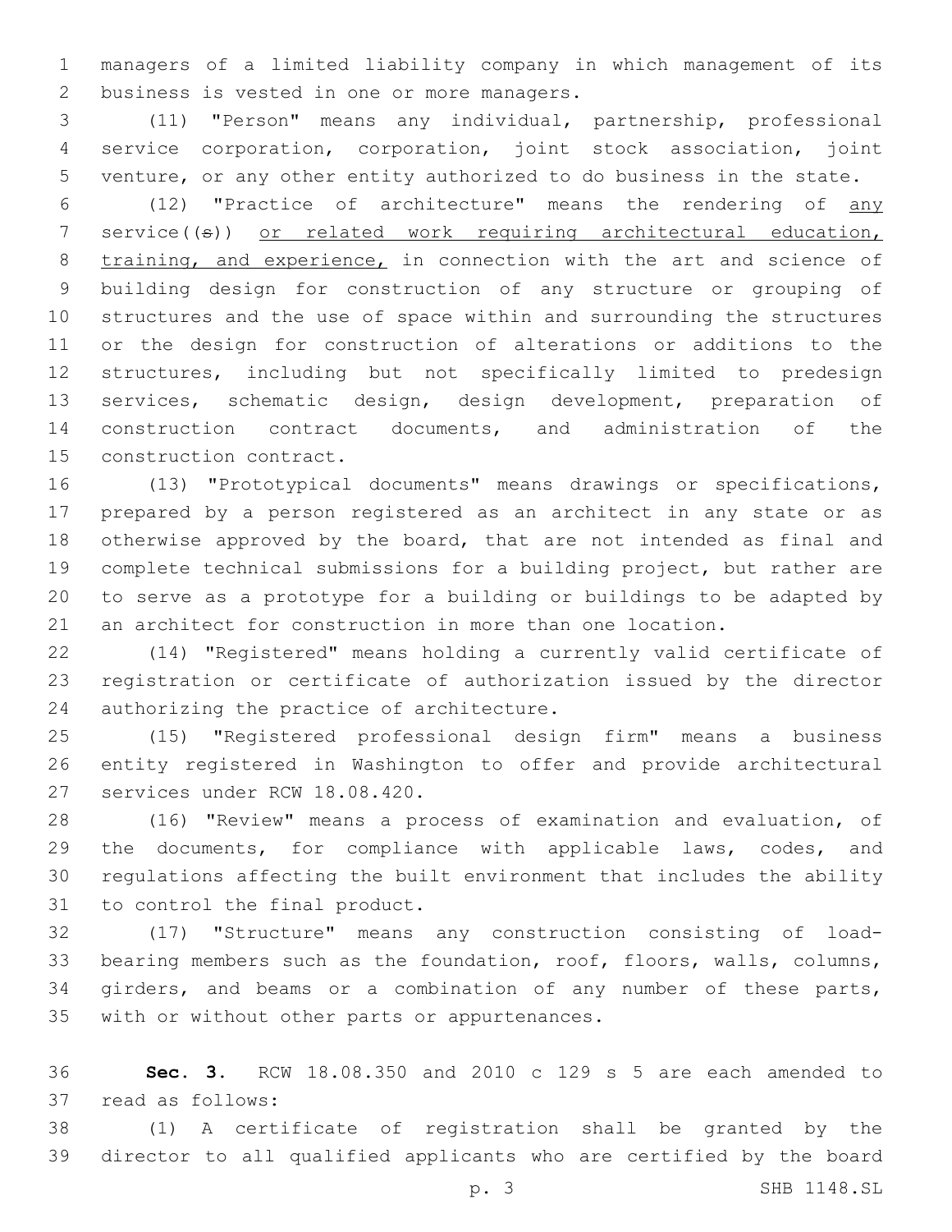managers of a limited liability company in which management of its business is vested in one or more managers.

(11) "Person" means any individual, partnership, professional service corporation, corporation, joint stock association, joint venture, or any other entity authorized to do business in the state.

(12) "Practice of architecture" means the rendering of <u>any</u> service((s)) <u>or related work requiring architectural education, training, and experience,</u> in connection with the art and science of building design for construction of any structure or grouping of structures and the use of space within and surrounding the structures or the design for construction of alterations or additions to the structures, including but not specifically limited to predesign services, schematic design, design development, preparation of construction contract documents, and administration of the construction contract.

(13) "Prototypical documents" means drawings or specifications, prepared by a person registered as an architect in any state or as otherwise approved by the board, that are not intended as final and complete technical submissions for a building project, but rather are to serve as a prototype for a building or buildings to be adapted by an architect for construction in more than one location.

(14) "Registered" means holding a currently valid certificate of registration or certificate of authorization issued by the director authorizing the practice of architecture.

(15) "Registered professional design firm" means a business entity registered in Washington to offer and provide architectural services under RCW 18.08.420.

(16) "Review" means a process of examination and evaluation, of the documents, for compliance with applicable laws, codes, and regulations affecting the built environment that includes the ability to control the final product.

(17) "Structure" means any construction consisting of load-bearing members such as the foundation, roof, floors, walls, columns, girders, and beams or a combination of any number of these parts, with or without other parts or appurtenances.

**Sec. 3.** RCW 18.08.350 and 2010 c 129 s 5 are each amended to read as follows:

(1) A certificate of registration shall be granted by the director to all qualified applicants who are certified by the board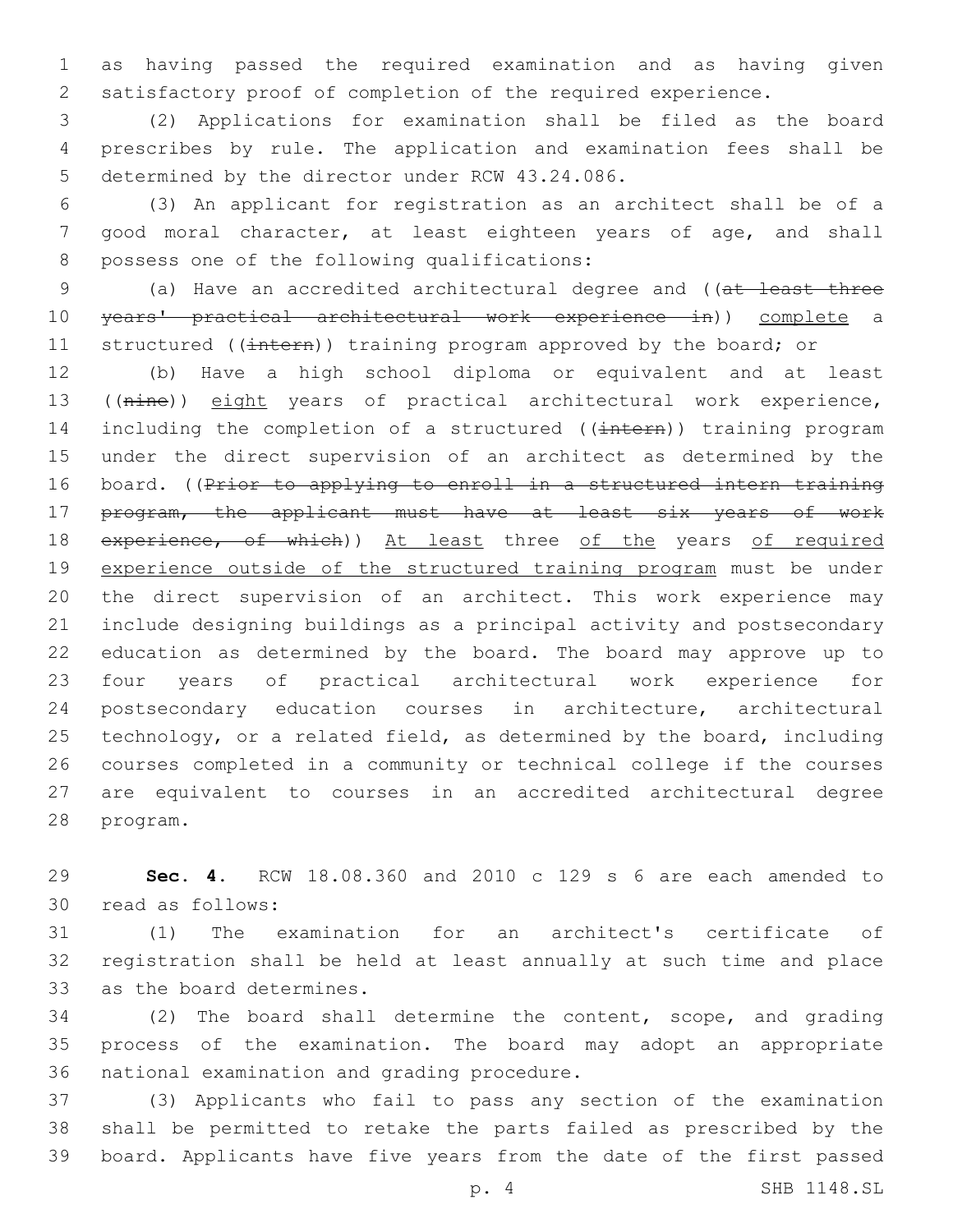as having passed the required examination and as having given satisfactory proof of completion of the required experience.

(2) Applications for examination shall be filed as the board prescribes by rule. The application and examination fees shall be determined by the director under RCW 43.24.086.

(3) An applicant for registration as an architect shall be of a good moral character, at least eighteen years of age, and shall possess one of the following qualifications:

(a) Have an accredited architectural degree and ((~~at least three years' practical architectural work experience in~~)) <u>complete</u> a structured ((~~intern~~)) training program approved by the board; or

(b) Have a high school diploma or equivalent and at least ((~~nine~~)) <u>eight</u> years of practical architectural work experience, including the completion of a structured ((~~intern~~)) training program under the direct supervision of an architect as determined by the board. ((~~Prior to applying to enroll in a structured intern training program, the applicant must have at least six years of work experience, of which~~)) <u>At least</u> three <u>of the</u> years <u>of required experience outside of the structured training program</u> must be under the direct supervision of an architect. This work experience may include designing buildings as a principal activity and postsecondary education as determined by the board. The board may approve up to four years of practical architectural work experience for postsecondary education courses in architecture, architectural technology, or a related field, as determined by the board, including courses completed in a community or technical college if the courses are equivalent to courses in an accredited architectural degree program.

**Sec. 4.** RCW 18.08.360 and 2010 c 129 s 6 are each amended to read as follows:

(1) The examination for an architect's certificate of registration shall be held at least annually at such time and place as the board determines.

(2) The board shall determine the content, scope, and grading process of the examination. The board may adopt an appropriate national examination and grading procedure.

(3) Applicants who fail to pass any section of the examination shall be permitted to retake the parts failed as prescribed by the board. Applicants have five years from the date of the first passed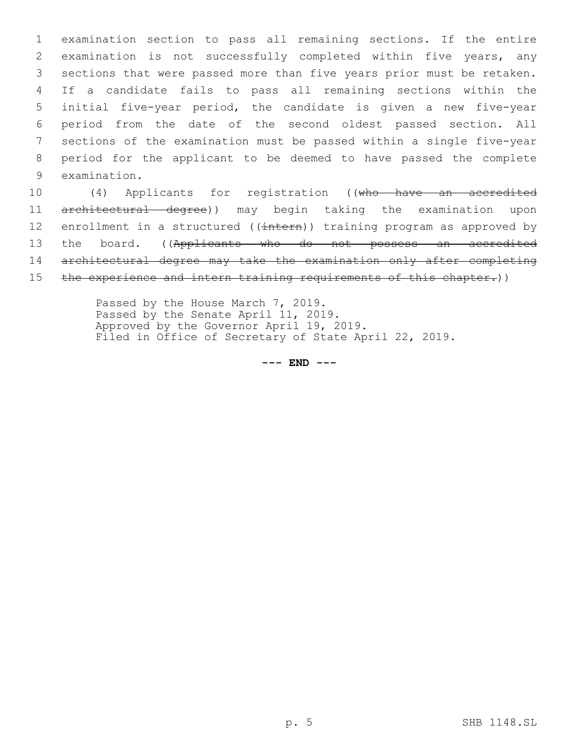examination section to pass all remaining sections. If the entire examination is not successfully completed within five years, any sections that were passed more than five years prior must be retaken. If a candidate fails to pass all remaining sections within the initial five-year period, the candidate is given a new five-year period from the date of the second oldest passed section. All sections of the examination must be passed within a single five-year period for the applicant to be deemed to have passed the complete examination.

(4) Applicants for registration ((~~who have an accredited architectural degree~~)) may begin taking the examination upon enrollment in a structured ((~~intern~~)) training program as approved by the board. ((~~Applicants who do not possess an accredited architectural degree may take the examination only after completing the experience and intern training requirements of this chapter.~~))

Passed by the House March 7, 2019.
Passed by the Senate April 11, 2019.
Approved by the Governor April 19, 2019.
Filed in Office of Secretary of State April 22, 2019.

**--- END ---**